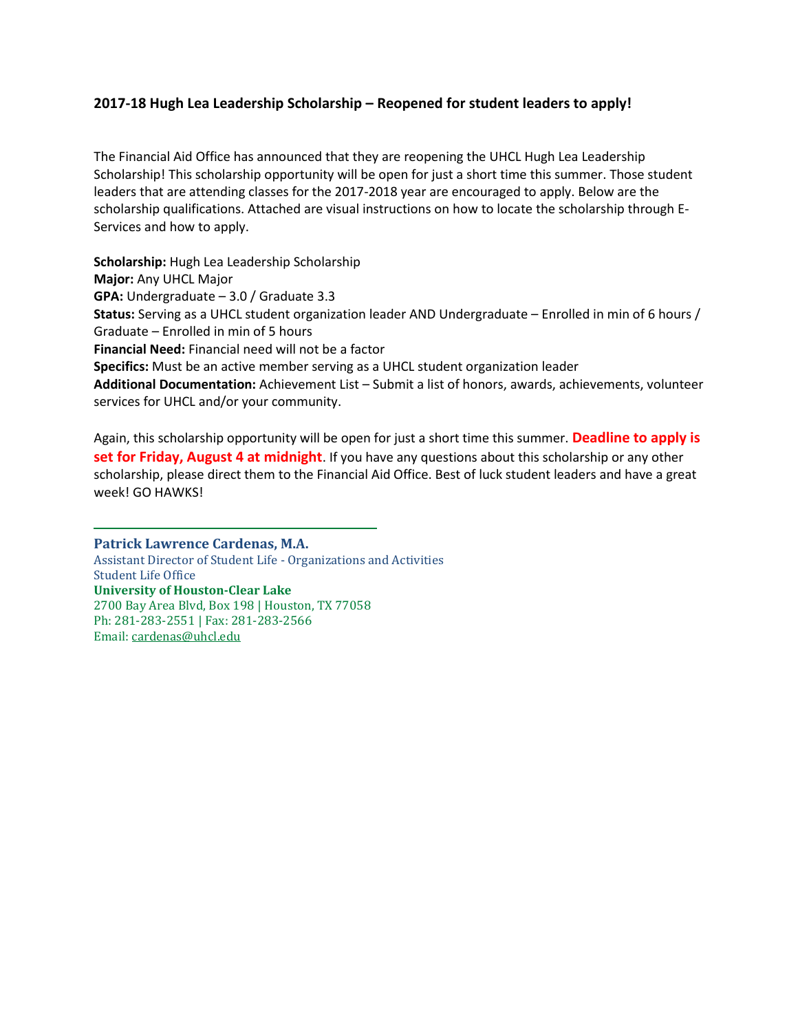**2017-18 Hugh Lea Leadership Scholarship – Reopened for student leaders to apply!**

The Financial Aid Office has announced that they are reopening the UHCL Hugh Lea Leadership Scholarship! This scholarship opportunity will be open for just a short time this summer. Those student leaders that are attending classes for the 2017-2018 year are encouraged to apply. Below are the scholarship qualifications. Attached are visual instructions on how to locate the scholarship through E-Services and how to apply.

**Scholarship:** Hugh Lea Leadership Scholarship
**Major:** Any UHCL Major
**GPA:** Undergraduate – 3.0 / Graduate 3.3
**Status:** Serving as a UHCL student organization leader AND Undergraduate – Enrolled in min of 6 hours / Graduate – Enrolled in min of 5 hours
**Financial Need:** Financial need will not be a factor
**Specifics:** Must be an active member serving as a UHCL student organization leader
**Additional Documentation:** Achievement List – Submit a list of honors, awards, achievements, volunteer services for UHCL and/or your community.

Again, this scholarship opportunity will be open for just a short time this summer. **Deadline to apply is set for Friday, August 4 at midnight**. If you have any questions about this scholarship or any other scholarship, please direct them to the Financial Aid Office. Best of luck student leaders and have a great week! GO HAWKS!

---

**Patrick Lawrence Cardenas, M.A.**
Assistant Director of Student Life - Organizations and Activities
Student Life Office
**University of Houston-Clear Lake**
2700 Bay Area Blvd, Box 198 | Houston, TX 77058
Ph: 281-283-2551 | Fax: 281-283-2566
Email: cardenas@uhcl.edu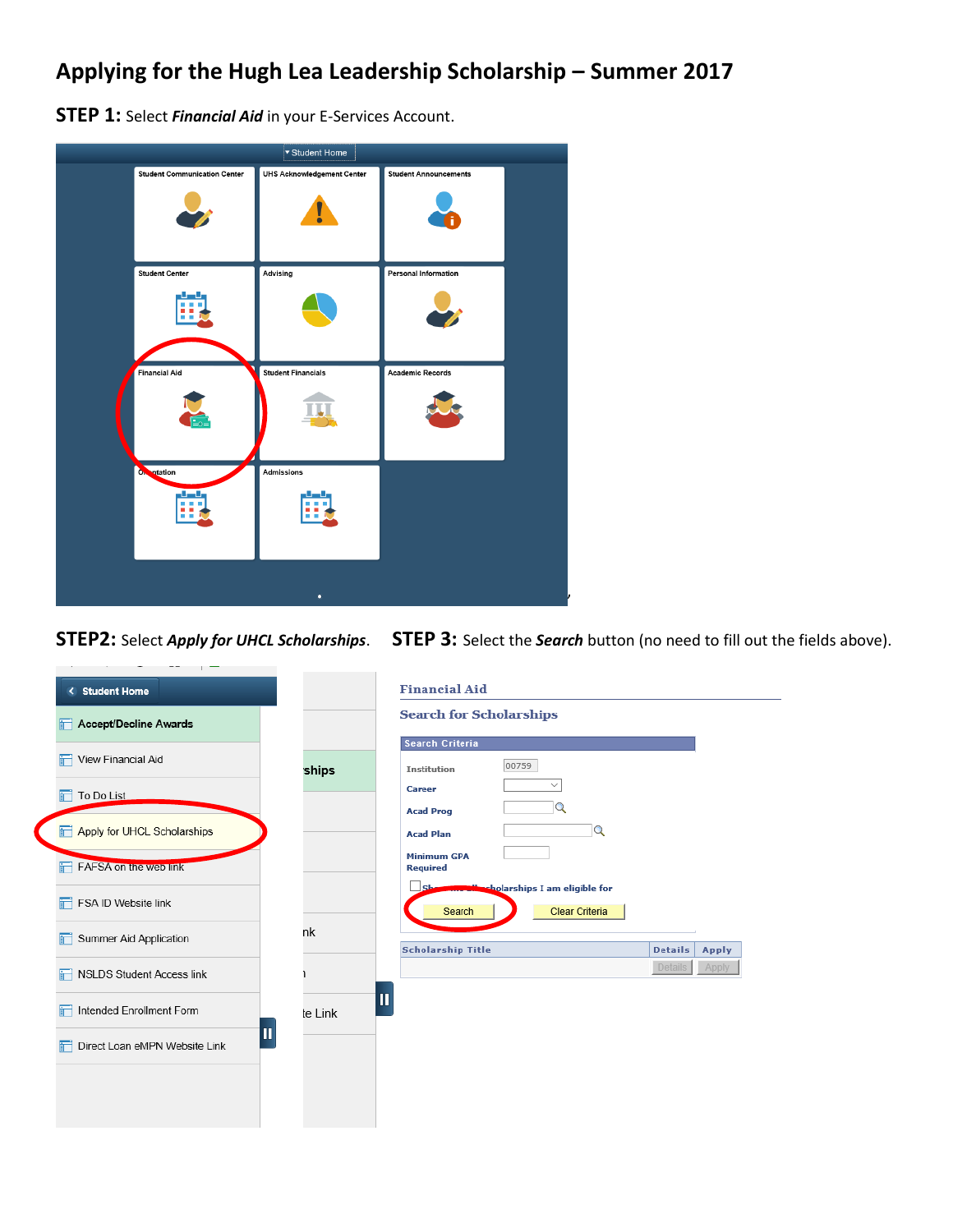# Applying for the Hugh Lea Leadership Scholarship – Summer 2017

**STEP 1:** Select ***Financial Aid*** in your E-Services Account.

**STEP2:** Select ***Apply for UHCL Scholarships***.

**STEP 3:** Select the ***Search*** button (no need to fill out the fields above).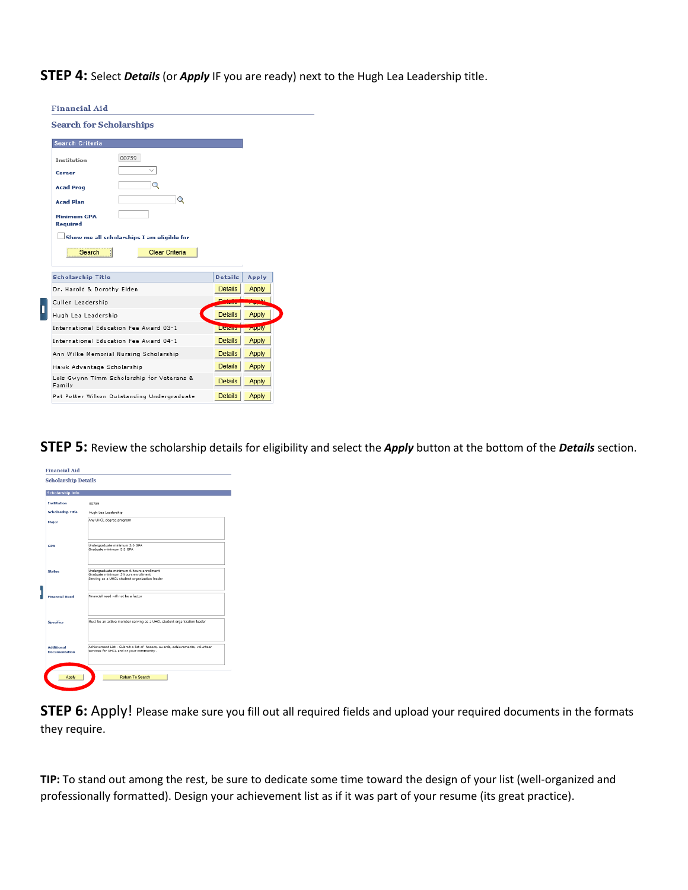**STEP 4:** Select ***Details*** (or ***Apply*** IF you are ready) next to the Hugh Lea Leadership title.

Financial Aid

Search for Scholarships

Search Criteria

Institution 00759

Career

Acad Prog

Acad Plan

Minimum GPA Required

Show me all scholarships I am eligible for

Search | Clear Criteria

| Scholarship Title | Details | Apply |
|---|---|---|
| Dr. Harold & Dorothy Elden | Details | Apply |
| Cullen Leadership | Details | Apply |
| Hugh Lea Leadership | Details | Apply |
| International Education Fee Award 03-1 | Details | Apply |
| International Education Fee Award 04-1 | Details | Apply |
| Ann Wilke Memorial Nursing Scholarship | Details | Apply |
| Hawk Advantage Scholarship | Details | Apply |
| Lois Gwynn Timm Scholarship for Veterans & Family | Details | Apply |
| Pat Potter Wilson Outstanding Undergraduate | Details | Apply |

**STEP 5:** Review the scholarship details for eligibility and select the ***Apply*** button at the bottom of the ***Details*** section.

Financial Aid

Scholarship Details

Scholarship Info

| | |
|---|---|
| Institution | 00759 |
| Scholarship Title | Hugh Lea Leadership |
| Major | Any UHCL degree program |
| GPA | Undergraduate minimum 3.0 GPA<br>Graduate minimum 3.3 GPA |
| Status | Undergraduate minimum 6 hours enrollment<br>Graduate minimum 5 hours enrollment<br>Serving as a UHCL student organization leader |
| Financial Need | Financial need will not be a factor |
| Specifics | Must be an active member serving as a UHCL student organization leader |
| Additional Documentation | Achievement List - Submit a list of honors, awards, achievements, volunteer services for UHCL and or your community . |

Apply | Return To Search

**STEP 6:** Apply! Please make sure you fill out all required fields and upload your required documents in the formats they require.

**TIP:** To stand out among the rest, be sure to dedicate some time toward the design of your list (well-organized and professionally formatted). Design your achievement list as if it was part of your resume (its great practice).